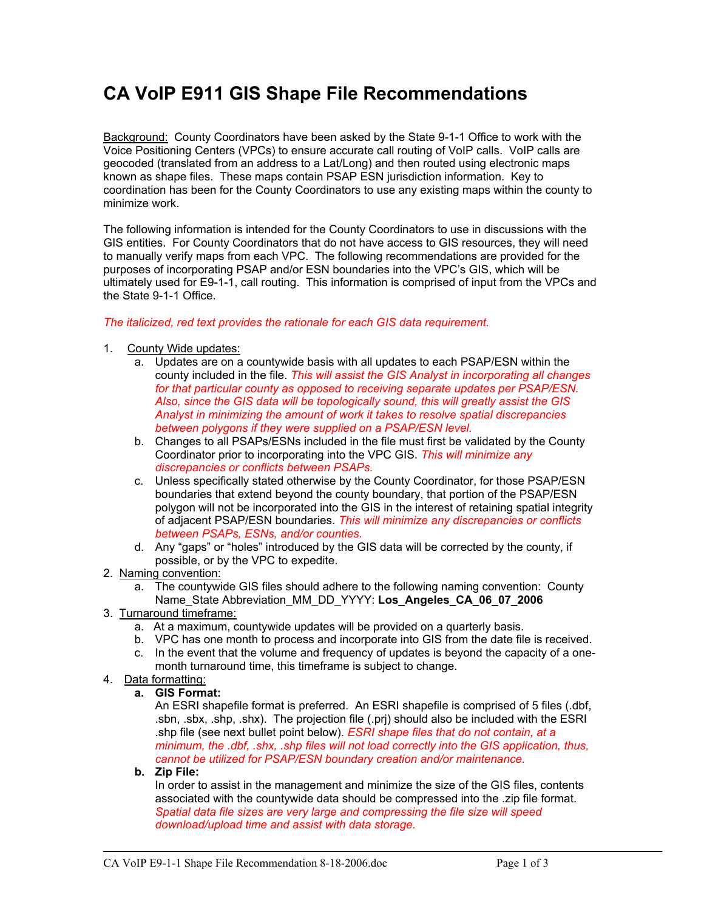# CA VoIP E911 GIS Shape File Recommendations

Background: County Coordinators have been asked by the State 9-1-1 Office to work with the Voice Positioning Centers (VPCs) to ensure accurate call routing of VoIP calls. VoIP calls are geocoded (translated from an address to a Lat/Long) and then routed using electronic maps known as shape files. These maps contain PSAP ESN jurisdiction information. Key to coordination has been for the County Coordinators to use any existing maps within the county to minimize work.

The following information is intended for the County Coordinators to use in discussions with the GIS entities. For County Coordinators that do not have access to GIS resources, they will need to manually verify maps from each VPC. The following recommendations are provided for the purposes of incorporating PSAP and/or ESN boundaries into the VPC's GIS, which will be ultimately used for E9-1-1, call routing. This information is comprised of input from the VPCs and the State 9-1-1 Office.

*The italicized, red text provides the rationale for each GIS data requirement.*

1. County Wide updates:
   a. Updates are on a countywide basis with all updates to each PSAP/ESN within the county included in the file. *This will assist the GIS Analyst in incorporating all changes for that particular county as opposed to receiving separate updates per PSAP/ESN. Also, since the GIS data will be topologically sound, this will greatly assist the GIS Analyst in minimizing the amount of work it takes to resolve spatial discrepancies between polygons if they were supplied on a PSAP/ESN level.*
   b. Changes to all PSAPs/ESNs included in the file must first be validated by the County Coordinator prior to incorporating into the VPC GIS. *This will minimize any discrepancies or conflicts between PSAPs.*
   c. Unless specifically stated otherwise by the County Coordinator, for those PSAP/ESN boundaries that extend beyond the county boundary, that portion of the PSAP/ESN polygon will not be incorporated into the GIS in the interest of retaining spatial integrity of adjacent PSAP/ESN boundaries. *This will minimize any discrepancies or conflicts between PSAPs, ESNs, and/or counties.*
   d. Any "gaps" or "holes" introduced by the GIS data will be corrected by the county, if possible, or by the VPC to expedite.
2. Naming convention:
   a. The countywide GIS files should adhere to the following naming convention: County Name_State Abbreviation_MM_DD_YYYY: **Los_Angeles_CA_06_07_2006**
3. Turnaround timeframe:
   a. At a maximum, countywide updates will be provided on a quarterly basis.
   b. VPC has one month to process and incorporate into GIS from the date file is received.
   c. In the event that the volume and frequency of updates is beyond the capacity of a one-month turnaround time, this timeframe is subject to change.
4. Data formatting:
   a. **GIS Format:**
      An ESRI shapefile format is preferred. An ESRI shapefile is comprised of 5 files (.dbf, .sbn, .sbx, .shp, .shx). The projection file (.prj) should also be included with the ESRI .shp file (see next bullet point below). *ESRI shape files that do not contain, at a minimum, the .dbf, .shx, .shp files will not load correctly into the GIS application, thus, cannot be utilized for PSAP/ESN boundary creation and/or maintenance.*
   b. **Zip File:**
      In order to assist in the management and minimize the size of the GIS files, contents associated with the countywide data should be compressed into the .zip file format. *Spatial data file sizes are very large and compressing the file size will speed download/upload time and assist with data storage.*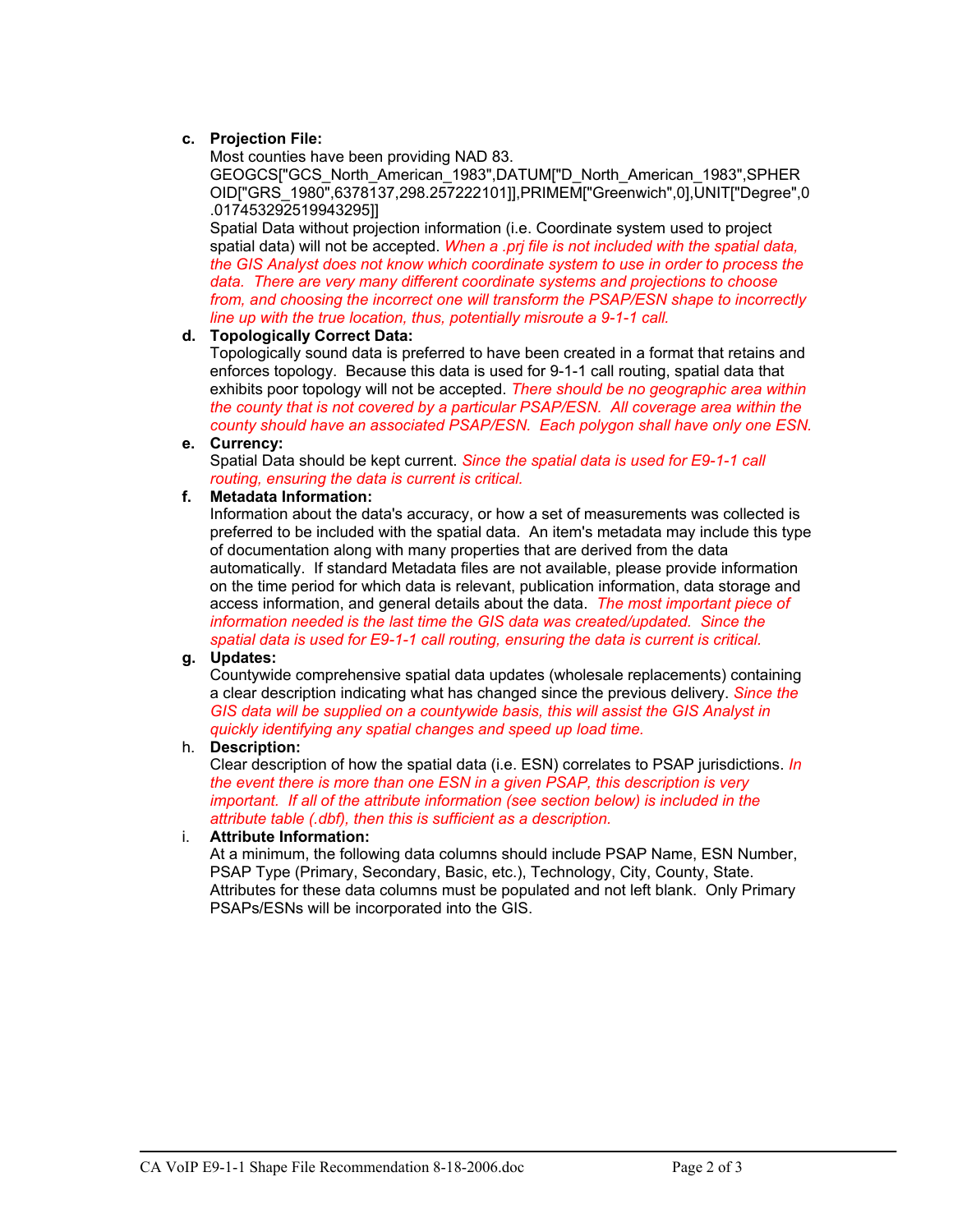**c. Projection File:**

Most counties have been providing NAD 83.
GEOGCS["GCS_North_American_1983",DATUM["D_North_American_1983",SPHEROID["GRS_1980",6378137,298.257222101]],PRIMEM["Greenwich",0],UNIT["Degree",0.0174532925199433295]]
Spatial Data without projection information (i.e. Coordinate system used to project spatial data) will not be accepted. *When a .prj file is not included with the spatial data, the GIS Analyst does not know which coordinate system to use in order to process the data. There are very many different coordinate systems and projections to choose from, and choosing the incorrect one will transform the PSAP/ESN shape to incorrectly line up with the true location, thus, potentially misroute a 9-1-1 call.*

**d. Topologically Correct Data:**

Topologically sound data is preferred to have been created in a format that retains and enforces topology. Because this data is used for 9-1-1 call routing, spatial data that exhibits poor topology will not be accepted. *There should be no geographic area within the county that is not covered by a particular PSAP/ESN. All coverage area within the county should have an associated PSAP/ESN. Each polygon shall have only one ESN.*

**e. Currency:**

Spatial Data should be kept current. *Since the spatial data is used for E9-1-1 call routing, ensuring the data is current is critical.*

**f. Metadata Information:**

Information about the data's accuracy, or how a set of measurements was collected is preferred to be included with the spatial data. An item's metadata may include this type of documentation along with many properties that are derived from the data automatically. If standard Metadata files are not available, please provide information on the time period for which data is relevant, publication information, data storage and access information, and general details about the data. *The most important piece of information needed is the last time the GIS data was created/updated. Since the spatial data is used for E9-1-1 call routing, ensuring the data is current is critical.*

**g. Updates:**

Countywide comprehensive spatial data updates (wholesale replacements) containing a clear description indicating what has changed since the previous delivery. *Since the GIS data will be supplied on a countywide basis, this will assist the GIS Analyst in quickly identifying any spatial changes and speed up load time.*

h. **Description:**

Clear description of how the spatial data (i.e. ESN) correlates to PSAP jurisdictions. *In the event there is more than one ESN in a given PSAP, this description is very important. If all of the attribute information (see section below) is included in the attribute table (.dbf), then this is sufficient as a description.*

i. **Attribute Information:**

At a minimum, the following data columns should include PSAP Name, ESN Number, PSAP Type (Primary, Secondary, Basic, etc.), Technology, City, County, State. Attributes for these data columns must be populated and not left blank. Only Primary PSAPs/ESNs will be incorporated into the GIS.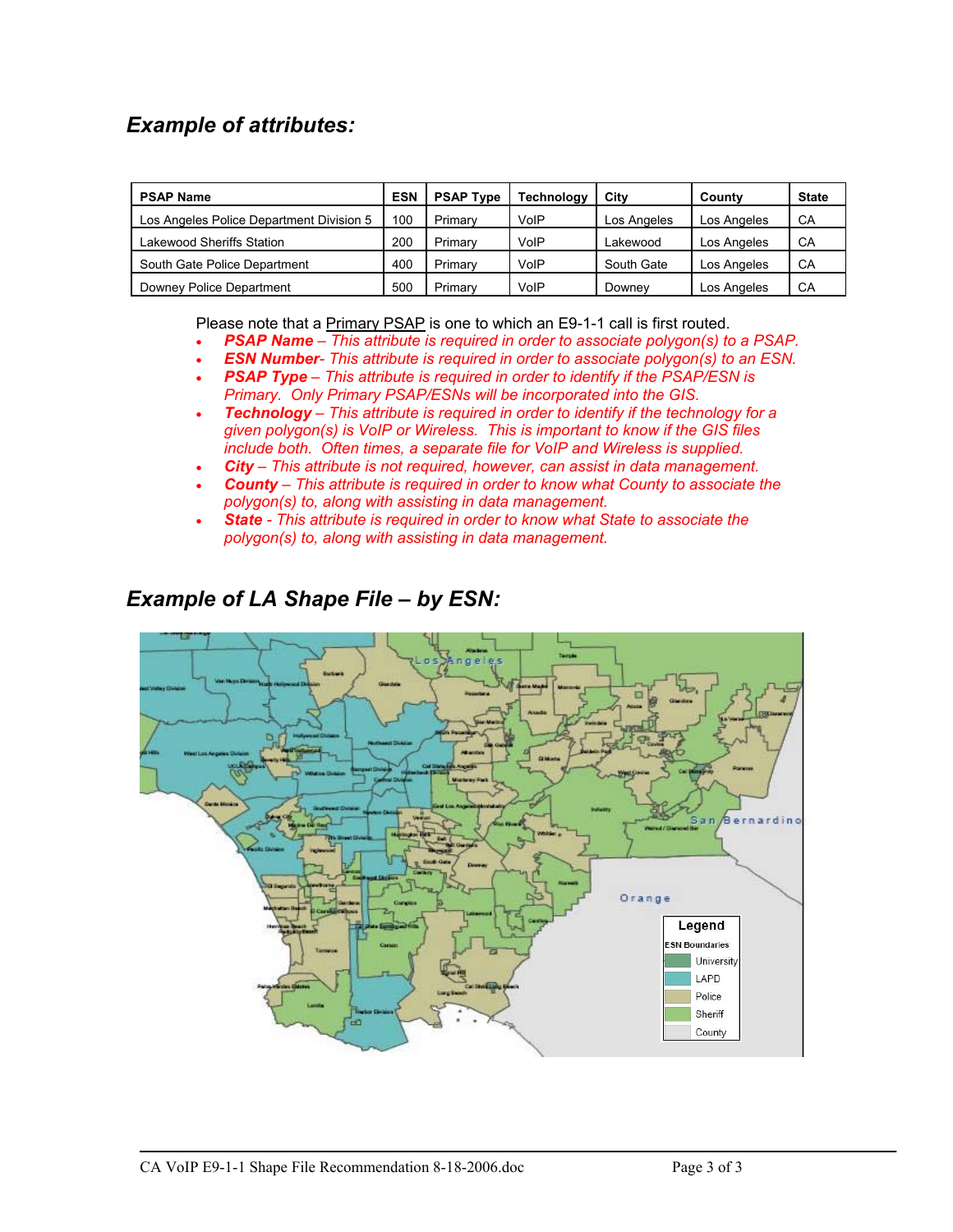## *Example of attributes:*

| PSAP Name | ESN | PSAP Type | Technology | City | County | State |
|---|---|---|---|---|---|---|
| Los Angeles Police Department Division 5 | 100 | Primary | VoIP | Los Angeles | Los Angeles | CA |
| Lakewood Sheriffs Station | 200 | Primary | VoIP | Lakewood | Los Angeles | CA |
| South Gate Police Department | 400 | Primary | VoIP | South Gate | Los Angeles | CA |
| Downey Police Department | 500 | Primary | VoIP | Downey | Los Angeles | CA |

Please note that a Primary PSAP is one to which an E9-1-1 call is first routed.

- ***PSAP Name*** *– This attribute is required in order to associate polygon(s) to a PSAP.*
- ***ESN Number****- This attribute is required in order to associate polygon(s) to an ESN.*
- ***PSAP Type*** *– This attribute is required in order to identify if the PSAP/ESN is Primary. Only Primary PSAP/ESNs will be incorporated into the GIS.*
- ***Technology*** *– This attribute is required in order to identify if the technology for a given polygon(s) is VoIP or Wireless. This is important to know if the GIS files include both. Often times, a separate file for VoIP and Wireless is supplied.*
- ***City*** *– This attribute is not required, however, can assist in data management.*
- ***County*** *– This attribute is required in order to know what County to associate the polygon(s) to, along with assisting in data management.*
- ***State*** *- This attribute is required in order to know what State to associate the polygon(s) to, along with assisting in data management.*

## *Example of LA Shape File – by ESN:*

Los Angeles

San Bernardino

Orange

Legend

ESN Boundaries

University

LAPD

Police

Sheriff

County